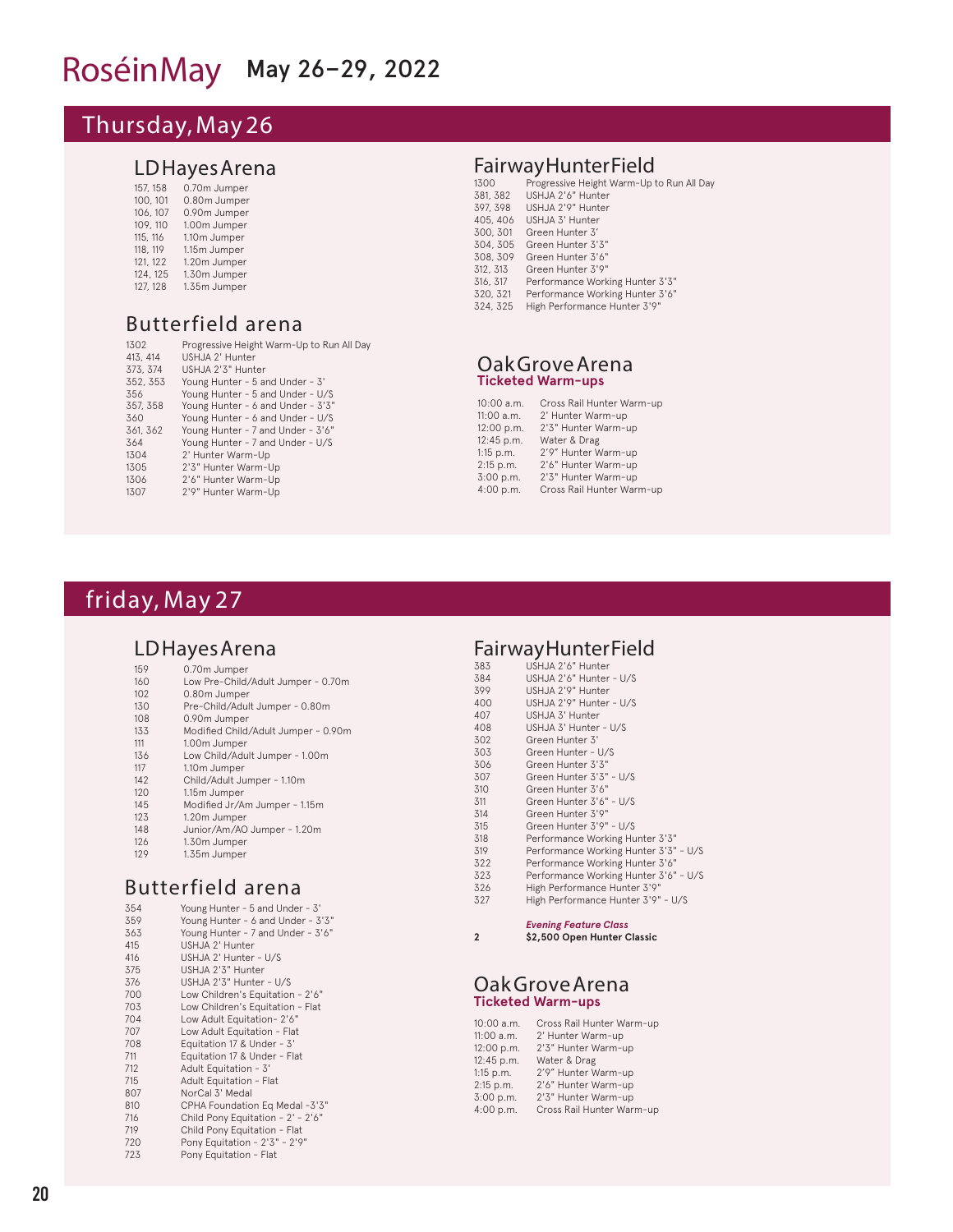# RoséinMay May 26–29, 2022

## Thursday, May 26

### LD Hayes Arena

| | |
|---|---|
| 157, 158 | 0.70m Jumper |
| 100, 101 | 0.80m Jumper |
| 106, 107 | 0.90m Jumper |
| 109, 110 | 1.00m Jumper |
| 115, 116 | 1.10m Jumper |
| 118, 119 | 1.15m Jumper |
| 121, 122 | 1.20m Jumper |
| 124, 125 | 1.30m Jumper |
| 127, 128 | 1.35m Jumper |

### Butterfield arena

| | |
|---|---|
| 1302 | Progressive Height Warm-Up to Run All Day |
| 413, 414 | USHJA 2' Hunter |
| 373, 374 | USHJA 2'3" Hunter |
| 352, 353 | Young Hunter - 5 and Under - 3' |
| 356 | Young Hunter - 5 and Under - U/S |
| 357, 358 | Young Hunter - 6 and Under - 3'3" |
| 360 | Young Hunter - 6 and Under - U/S |
| 361, 362 | Young Hunter - 7 and Under - 3'6" |
| 364 | Young Hunter - 7 and Under - U/S |
| 1304 | 2' Hunter Warm-Up |
| 1305 | 2'3" Hunter Warm-Up |
| 1306 | 2'6" Hunter Warm-Up |
| 1307 | 2'9" Hunter Warm-Up |

### Fairway Hunter Field

| | |
|---|---|
| 1300 | Progressive Height Warm-Up to Run All Day |
| 381, 382 | USHJA 2'6" Hunter |
| 397, 398 | USHJA 2'9" Hunter |
| 405, 406 | USHJA 3' Hunter |
| 300, 301 | Green Hunter 3' |
| 304, 305 | Green Hunter 3'3" |
| 308, 309 | Green Hunter 3'6" |
| 312, 313 | Green Hunter 3'9" |
| 316, 317 | Performance Working Hunter 3'3" |
| 320, 321 | Performance Working Hunter 3'6" |
| 324, 325 | High Performance Hunter 3'9" |

### Oak Grove Arena
**Ticketed Warm-ups**

| | |
|---|---|
| 10:00 a.m. | Cross Rail Hunter Warm-up |
| 11:00 a.m. | 2' Hunter Warm-up |
| 12:00 p.m. | 2'3" Hunter Warm-up |
| 12:45 p.m. | Water & Drag |
| 1:15 p.m. | 2'9" Hunter Warm-up |
| 2:15 p.m. | 2'6" Hunter Warm-up |
| 3:00 p.m. | 2'3" Hunter Warm-up |
| 4:00 p.m. | Cross Rail Hunter Warm-up |

## friday, May 27

### LD Hayes Arena

| | |
|---|---|
| 159 | 0.70m Jumper |
| 160 | Low Pre-Child/Adult Jumper - 0.70m |
| 102 | 0.80m Jumper |
| 130 | Pre-Child/Adult Jumper - 0.80m |
| 108 | 0.90m Jumper |
| 133 | Modified Child/Adult Jumper - 0.90m |
| 111 | 1.00m Jumper |
| 136 | Low Child/Adult Jumper - 1.00m |
| 117 | 1.10m Jumper |
| 142 | Child/Adult Jumper - 1.10m |
| 120 | 1.15m Jumper |
| 145 | Modified Jr/Am Jumper - 1.15m |
| 123 | 1.20m Jumper |
| 148 | Junior/Am/AO Jumper - 1.20m |
| 126 | 1.30m Jumper |
| 129 | 1.35m Jumper |

### Butterfield arena

| | |
|---|---|
| 354 | Young Hunter - 5 and Under - 3' |
| 359 | Young Hunter - 6 and Under - 3'3" |
| 363 | Young Hunter - 7 and Under - 3'6" |
| 415 | USHJA 2' Hunter |
| 416 | USHJA 2' Hunter - U/S |
| 375 | USHJA 2'3" Hunter |
| 376 | USHJA 2'3" Hunter - U/S |
| 700 | Low Children's Equitation - 2'6" |
| 703 | Low Children's Equitation - Flat |
| 704 | Low Adult Equitation- 2'6" |
| 707 | Low Adult Equitation - Flat |
| 708 | Equitation 17 & Under - 3' |
| 711 | Equitation 17 & Under - Flat |
| 712 | Adult Equitation - 3' |
| 715 | Adult Equitation - Flat |
| 807 | NorCal 3' Medal |
| 810 | CPHA Foundation Eq Medal -3'3" |
| 716 | Child Pony Equitation - 2' - 2'6" |
| 719 | Child Pony Equitation - Flat |
| 720 | Pony Equitation - 2'3" - 2'9" |
| 723 | Pony Equitation - Flat |

### Fairway Hunter Field

| | |
|---|---|
| 383 | USHJA 2'6" Hunter |
| 384 | USHJA 2'6" Hunter - U/S |
| 399 | USHJA 2'9" Hunter |
| 400 | USHJA 2'9" Hunter - U/S |
| 407 | USHJA 3' Hunter |
| 408 | USHJA 3' Hunter - U/S |
| 302 | Green Hunter 3' |
| 303 | Green Hunter - U/S |
| 306 | Green Hunter 3'3" |
| 307 | Green Hunter 3'3" - U/S |
| 310 | Green Hunter 3'6" |
| 311 | Green Hunter 3'6" - U/S |
| 314 | Green Hunter 3'9" |
| 315 | Green Hunter 3'9" - U/S |
| 318 | Performance Working Hunter 3'3" |
| 319 | Performance Working Hunter 3'3" - U/S |
| 322 | Performance Working Hunter 3'6" |
| 323 | Performance Working Hunter 3'6" - U/S |
| 326 | High Performance Hunter 3'9" |
| 327 | High Performance Hunter 3'9" - U/S |

***Evening Feature Class***

| | |
|---|---|
| **2** | **$2,500 Open Hunter Classic** |

### Oak Grove Arena
**Ticketed Warm-ups**

| | |
|---|---|
| 10:00 a.m. | Cross Rail Hunter Warm-up |
| 11:00 a.m. | 2' Hunter Warm-up |
| 12:00 p.m. | 2'3" Hunter Warm-up |
| 12:45 p.m. | Water & Drag |
| 1:15 p.m. | 2'9" Hunter Warm-up |
| 2:15 p.m. | 2'6" Hunter Warm-up |
| 3:00 p.m. | 2'3" Hunter Warm-up |
| 4:00 p.m. | Cross Rail Hunter Warm-up |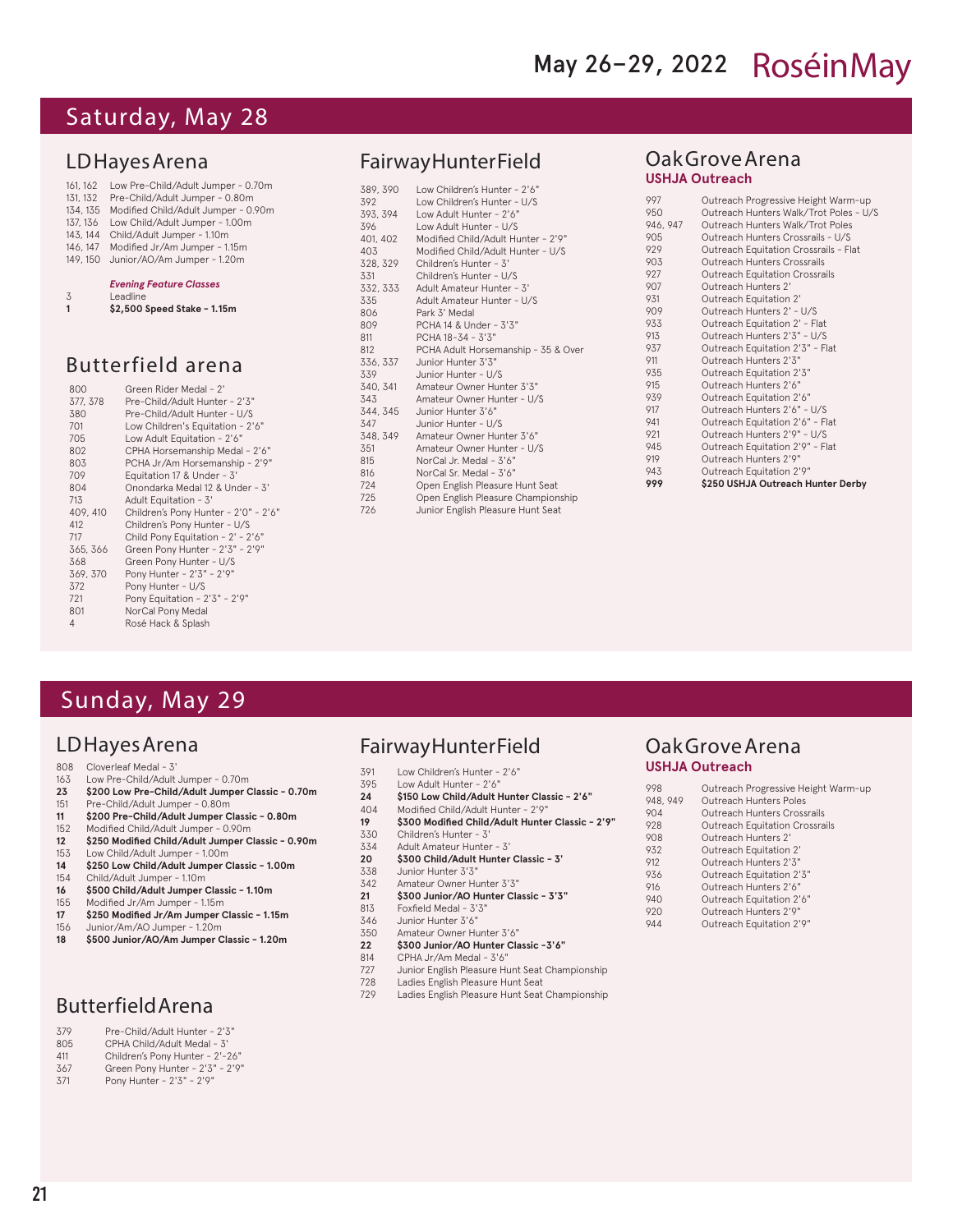# Saturday, May 28

## LD Hayes Arena

| | |
|---|---|
| 161, 162 | Low Pre-Child/Adult Jumper - 0.70m |
| 131, 132 | Pre-Child/Adult Jumper - 0.80m |
| 134, 135 | Modified Child/Adult Jumper - 0.90m |
| 137, 136 | Low Child/Adult Jumper - 1.00m |
| 143, 144 | Child/Adult Jumper - 1.10m |
| 146, 147 | Modified Jr/Am Jumper - 1.15m |
| 149, 150 | Junior/AO/Am Jumper - 1.20m |

***Evening Feature Classes***

| | |
|---|---|
| 3 | Leadline |
| **1** | **$2,500 Speed Stake - 1.15m** |

## Butterfield arena

| | |
|---|---|
| 800 | Green Rider Medal - 2' |
| 377, 378 | Pre-Child/Adult Hunter - 2'3" |
| 380 | Pre-Child/Adult Hunter - U/S |
| 701 | Low Children's Equitation - 2'6" |
| 705 | Low Adult Equitation - 2'6" |
| 802 | CPHA Horsemanship Medal - 2'6" |
| 803 | PCHA Jr/Am Horsemanship - 2'9" |
| 709 | Equitation 17 & Under - 3' |
| 804 | Onondarka Medal 12 & Under - 3' |
| 713 | Adult Equitation - 3' |
| 409, 410 | Children's Pony Hunter - 2'0" - 2'6" |
| 412 | Children's Pony Hunter - U/S |
| 717 | Child Pony Equitation - 2' - 2'6" |
| 365, 366 | Green Pony Hunter - 2'3" - 2'9" |
| 368 | Green Pony Hunter - U/S |
| 369, 370 | Pony Hunter - 2'3" - 2'9" |
| 372 | Pony Hunter - U/S |
| 721 | Pony Equitation - 2'3" - 2'9" |
| 801 | NorCal Pony Medal |
| 4 | Rosé Hack & Splash |

## Fairway Hunter Field

| | |
|---|---|
| 389, 390 | Low Children's Hunter - 2'6" |
| 392 | Low Children's Hunter - U/S |
| 393, 394 | Low Adult Hunter - 2'6" |
| 396 | Low Adult Hunter - U/S |
| 401, 402 | Modified Child/Adult Hunter - 2'9" |
| 403 | Modified Child/Adult Hunter - U/S |
| 328, 329 | Children's Hunter - 3' |
| 331 | Children's Hunter - U/S |
| 332, 333 | Adult Amateur Hunter - 3' |
| 335 | Adult Amateur Hunter - U/S |
| 806 | Park 3' Medal |
| 809 | PCHA 14 & Under - 3'3" |
| 811 | PCHA 18-34 - 3'3" |
| 812 | PCHA Adult Horsemanship - 35 & Over |
| 336, 337 | Junior Hunter 3'3" |
| 339 | Junior Hunter - U/S |
| 340, 341 | Amateur Owner Hunter 3'3" |
| 343 | Amateur Owner Hunter - U/S |
| 344, 345 | Junior Hunter 3'6" |
| 347 | Junior Hunter - U/S |
| 348, 349 | Amateur Owner Hunter 3'6" |
| 351 | Amateur Owner Hunter - U/S |
| 815 | NorCal Jr. Medal - 3'6" |
| 816 | NorCal Sr. Medal - 3'6" |
| 724 | Open English Pleasure Hunt Seat |
| 725 | Open English Pleasure Championship |
| 726 | Junior English Pleasure Hunt Seat |

## Oak Grove Arena

**USHJA Outreach**

| | |
|---|---|
| 997 | Outreach Progressive Height Warm-up |
| 950 | Outreach Hunters Walk/Trot Poles - U/S |
| 946, 947 | Outreach Hunters Walk/Trot Poles |
| 905 | Outreach Hunters Crossrails - U/S |
| 929 | Outreach Equitation Crossrails - Flat |
| 903 | Outreach Hunters Crossrails |
| 927 | Outreach Equitation Crossrails |
| 907 | Outreach Hunters 2' |
| 931 | Outreach Equitation 2' |
| 909 | Outreach Hunters 2' - U/S |
| 933 | Outreach Equitation 2' - Flat |
| 913 | Outreach Hunters 2'3" - U/S |
| 937 | Outreach Equitation 2'3" - Flat |
| 911 | Outreach Hunters 2'3" |
| 935 | Outreach Equitation 2'3" |
| 915 | Outreach Hunters 2'6" |
| 939 | Outreach Equitation 2'6" |
| 917 | Outreach Hunters 2'6" - U/S |
| 941 | Outreach Equitation 2'6" - Flat |
| 921 | Outreach Hunters 2'9" - U/S |
| 945 | Outreach Equitation 2'9" - Flat |
| 919 | Outreach Hunters 2'9" |
| 943 | Outreach Equitation 2'9" |
| **999** | **$250 USHJA Outreach Hunter Derby** |

# Sunday, May 29

## LD Hayes Arena

| | |
|---|---|
| 808 | Cloverleaf Medal - 3' |
| 163 | Low Pre-Child/Adult Jumper - 0.70m |
| **23** | **$200 Low Pre-Child/Adult Jumper Classic - 0.70m** |
| 151 | Pre-Child/Adult Jumper - 0.80m |
| **11** | **$200 Pre-Child/Adult Jumper Classic - 0.80m** |
| 152 | Modified Child/Adult Jumper - 0.90m |
| **12** | **$250 Modified Child/Adult Jumper Classic - 0.90m** |
| 153 | Low Child/Adult Jumper - 1.00m |
| **14** | **$250 Low Child/Adult Jumper Classic - 1.00m** |
| 154 | Child/Adult Jumper - 1.10m |
| **16** | **$500 Child/Adult Jumper Classic - 1.10m** |
| 155 | Modified Jr/Am Jumper - 1.15m |
| **17** | **$250 Modified Jr/Am Jumper Classic - 1.15m** |
| 156 | Junior/Am/AO Jumper - 1.20m |
| **18** | **$500 Junior/AO/Am Jumper Classic - 1.20m** |

## Butterfield Arena

| | |
|---|---|
| 379 | Pre-Child/Adult Hunter - 2'3" |
| 805 | CPHA Child/Adult Medal - 3' |
| 411 | Children's Pony Hunter - 2'-26" |
| 367 | Green Pony Hunter - 2'3" - 2'9" |
| 371 | Pony Hunter - 2'3" - 2'9" |

## Fairway Hunter Field

| | |
|---|---|
| 391 | Low Children's Hunter - 2'6" |
| 395 | Low Adult Hunter - 2'6" |
| **24** | **$150 Low Child/Adult Hunter Classic - 2'6"** |
| 404 | Modified Child/Adult Hunter - 2'9" |
| **19** | **$300 Modified Child/Adult Hunter Classic - 2'9"** |
| 330 | Children's Hunter - 3' |
| 334 | Adult Amateur Hunter - 3' |
| **20** | **$300 Child/Adult Hunter Classic - 3'** |
| 338 | Junior Hunter 3'3" |
| 342 | Amateur Owner Hunter 3'3" |
| **21** | **$300 Junior/AO Hunter Classic - 3'3"** |
| 813 | Foxfield Medal - 3'3" |
| 346 | Junior Hunter 3'6" |
| 350 | Amateur Owner Hunter 3'6" |
| **22** | **$300 Junior/AO Hunter Classic -3'6"** |
| 814 | CPHA Jr/Am Medal - 3'6" |
| 727 | Junior English Pleasure Hunt Seat Championship |
| 728 | Ladies English Pleasure Hunt Seat |
| 729 | Ladies English Pleasure Hunt Seat Championship |

## Oak Grove Arena

**USHJA Outreach**

| | |
|---|---|
| 998 | Outreach Progressive Height Warm-up |
| 948, 949 | Outreach Hunters Poles |
| 904 | Outreach Hunters Crossrails |
| 928 | Outreach Equitation Crossrails |
| 908 | Outreach Hunters 2' |
| 932 | Outreach Equitation 2' |
| 912 | Outreach Hunters 2'3" |
| 936 | Outreach Equitation 2'3" |
| 916 | Outreach Hunters 2'6" |
| 940 | Outreach Equitation 2'6" |
| 920 | Outreach Hunters 2'9" |
| 944 | Outreach Equitation 2'9" |